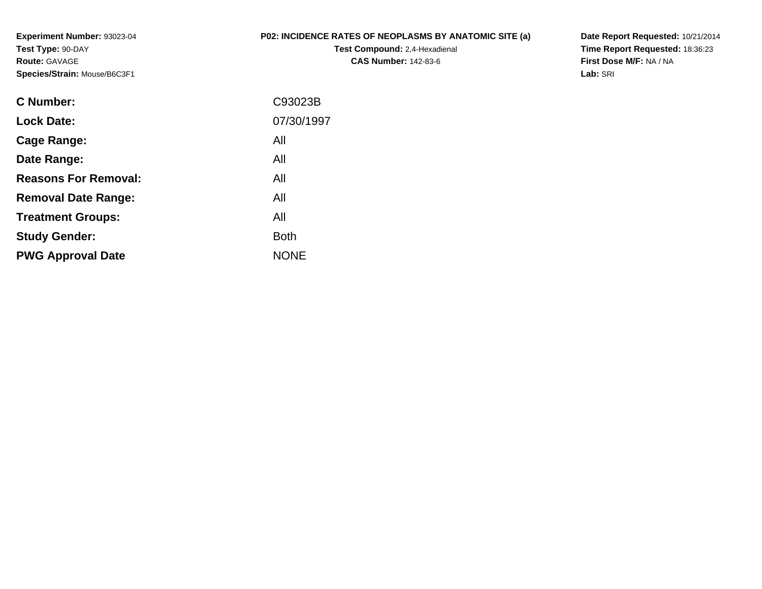**Experiment Number:** 93023-04
**Test Type:** 90-DAY
**Route:** GAVAGE
**Species/Strain:** Mouse/B6C3F1

**P02: INCIDENCE RATES OF NEOPLASMS BY ANATOMIC SITE (a)**
**Test Compound:** 2,4-Hexadienal
**CAS Number:** 142-83-6

**Date Report Requested:** 10/21/2014
**Time Report Requested:** 18:36:23
**First Dose M/F:** NA / NA
**Lab:** SRI

| | |
|---|---|
| **C Number:** | C93023B |
| **Lock Date:** | 07/30/1997 |
| **Cage Range:** | All |
| **Date Range:** | All |
| **Reasons For Removal:** | All |
| **Removal Date Range:** | All |
| **Treatment Groups:** | All |
| **Study Gender:** | Both |
| **PWG Approval Date** | NONE |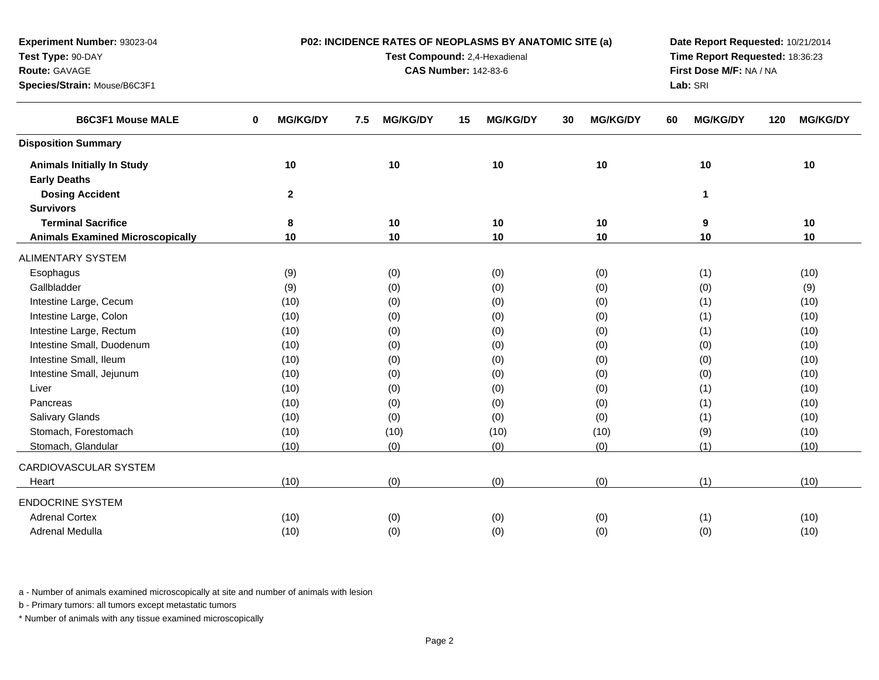**Experiment Number:** 93023-04
**Test Type:** 90-DAY
**Route:** GAVAGE
**Species/Strain:** Mouse/B6C3F1

**P02: INCIDENCE RATES OF NEOPLASMS BY ANATOMIC SITE (a)**
**Test Compound:** 2,4-Hexadienal
**CAS Number:** 142-83-6

**Date Report Requested:** 10/21/2014
**Time Report Requested:** 18:36:23
**First Dose M/F:** NA / NA
**Lab:** SRI

| B6C3F1 Mouse MALE | 0 MG/KG/DY | 7.5 MG/KG/DY | 15 MG/KG/DY | 30 MG/KG/DY | 60 MG/KG/DY | 120 MG/KG/DY |
|---|---|---|---|---|---|---|
| **Disposition Summary** | | | | | | |
| **Animals Initially In Study** | **10** | **10** | **10** | **10** | **10** | **10** |
| **Early Deaths** | | | | | | |
| **Dosing Accident** | **2** | | | | **1** | |
| **Survivors** | | | | | | |
| **Terminal Sacrifice** | **8** | **10** | **10** | **10** | **9** | **10** |
| **Animals Examined Microscopically** | **10** | **10** | **10** | **10** | **10** | **10** |
| ALIMENTARY SYSTEM | | | | | | |
| Esophagus | (9) | (0) | (0) | (0) | (1) | (10) |
| Gallbladder | (9) | (0) | (0) | (0) | (0) | (9) |
| Intestine Large, Cecum | (10) | (0) | (0) | (0) | (1) | (10) |
| Intestine Large, Colon | (10) | (0) | (0) | (0) | (1) | (10) |
| Intestine Large, Rectum | (10) | (0) | (0) | (0) | (1) | (10) |
| Intestine Small, Duodenum | (10) | (0) | (0) | (0) | (0) | (10) |
| Intestine Small, Ileum | (10) | (0) | (0) | (0) | (0) | (10) |
| Intestine Small, Jejunum | (10) | (0) | (0) | (0) | (0) | (10) |
| Liver | (10) | (0) | (0) | (0) | (1) | (10) |
| Pancreas | (10) | (0) | (0) | (0) | (1) | (10) |
| Salivary Glands | (10) | (0) | (0) | (0) | (1) | (10) |
| Stomach, Forestomach | (10) | (10) | (10) | (10) | (9) | (10) |
| Stomach, Glandular | (10) | (0) | (0) | (0) | (1) | (10) |
| CARDIOVASCULAR SYSTEM | | | | | | |
| Heart | (10) | (0) | (0) | (0) | (1) | (10) |
| ENDOCRINE SYSTEM | | | | | | |
| Adrenal Cortex | (10) | (0) | (0) | (0) | (1) | (10) |
| Adrenal Medulla | (10) | (0) | (0) | (0) | (0) | (10) |

a - Number of animals examined microscopically at site and number of animals with lesion

b - Primary tumors: all tumors except metastatic tumors

* Number of animals with any tissue examined microscopically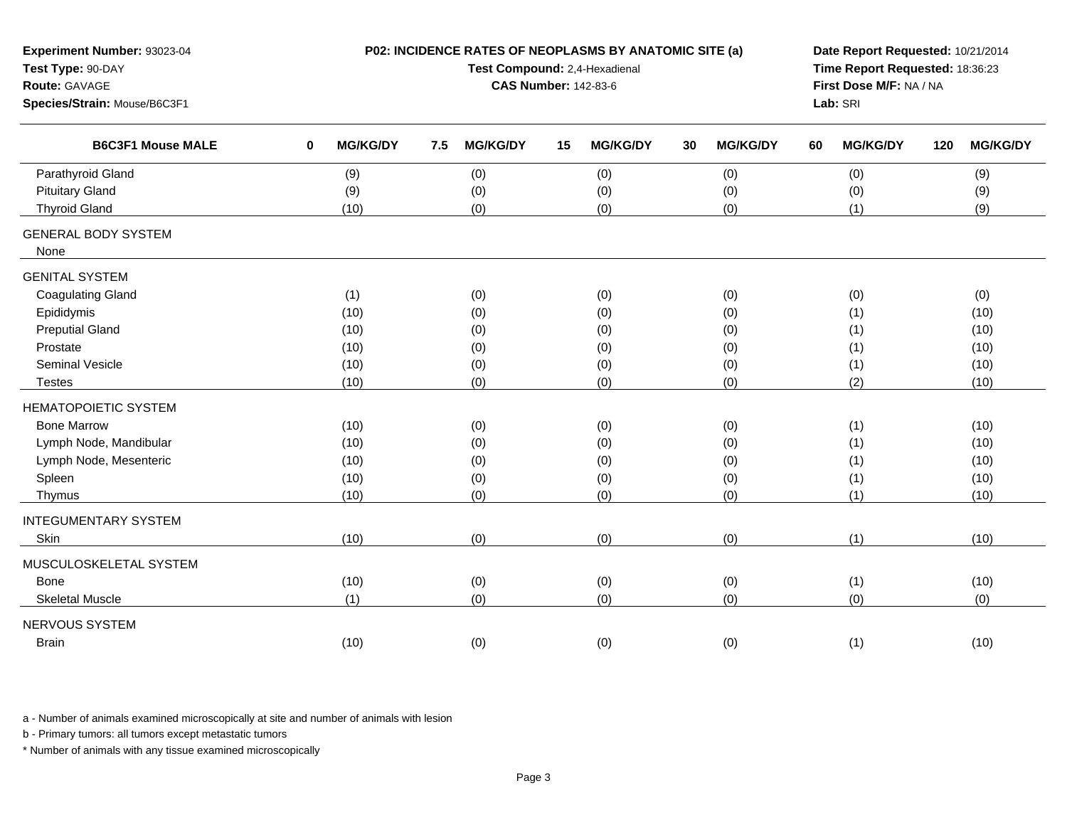**Experiment Number:** 93023-04
**Test Type:** 90-DAY
**Route:** GAVAGE
**Species/Strain:** Mouse/B6C3F1

**P02: INCIDENCE RATES OF NEOPLASMS BY ANATOMIC SITE (a)**
**Test Compound:** 2,4-Hexadienal
**CAS Number:** 142-83-6

**Date Report Requested:** 10/21/2014
**Time Report Requested:** 18:36:23
**First Dose M/F:** NA / NA
**Lab:** SRI

| B6C3F1 Mouse MALE | 0 MG/KG/DY | 7.5 MG/KG/DY | 15 MG/KG/DY | 30 MG/KG/DY | 60 MG/KG/DY | 120 MG/KG/DY |
|---|---|---|---|---|---|---|
| Parathyroid Gland | (9) | (0) | (0) | (0) | (0) | (9) |
| Pituitary Gland | (9) | (0) | (0) | (0) | (0) | (9) |
| Thyroid Gland | (10) | (0) | (0) | (0) | (1) | (9) |
| GENERAL BODY SYSTEM | | | | | | |
| None | | | | | | |
| GENITAL SYSTEM | | | | | | |
| Coagulating Gland | (1) | (0) | (0) | (0) | (0) | (0) |
| Epididymis | (10) | (0) | (0) | (0) | (1) | (10) |
| Preputial Gland | (10) | (0) | (0) | (0) | (1) | (10) |
| Prostate | (10) | (0) | (0) | (0) | (1) | (10) |
| Seminal Vesicle | (10) | (0) | (0) | (0) | (1) | (10) |
| Testes | (10) | (0) | (0) | (0) | (2) | (10) |
| HEMATOPOIETIC SYSTEM | | | | | | |
| Bone Marrow | (10) | (0) | (0) | (0) | (1) | (10) |
| Lymph Node, Mandibular | (10) | (0) | (0) | (0) | (1) | (10) |
| Lymph Node, Mesenteric | (10) | (0) | (0) | (0) | (1) | (10) |
| Spleen | (10) | (0) | (0) | (0) | (1) | (10) |
| Thymus | (10) | (0) | (0) | (0) | (1) | (10) |
| INTEGUMENTARY SYSTEM | | | | | | |
| Skin | (10) | (0) | (0) | (0) | (1) | (10) |
| MUSCULOSKELETAL SYSTEM | | | | | | |
| Bone | (10) | (0) | (0) | (0) | (1) | (10) |
| Skeletal Muscle | (1) | (0) | (0) | (0) | (0) | (0) |
| NERVOUS SYSTEM | | | | | | |
| Brain | (10) | (0) | (0) | (0) | (1) | (10) |

a - Number of animals examined microscopically at site and number of animals with lesion

b - Primary tumors: all tumors except metastatic tumors

* Number of animals with any tissue examined microscopically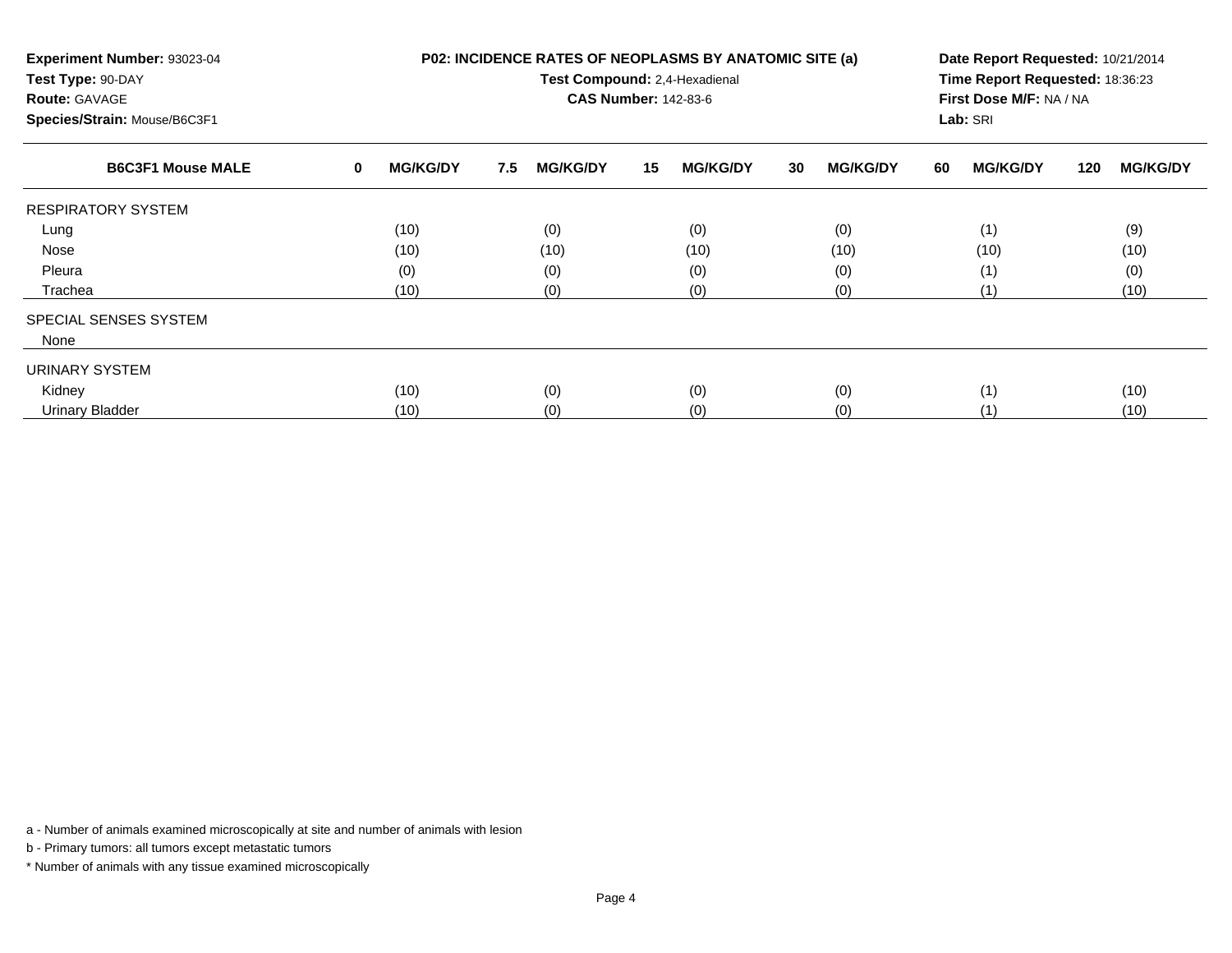**Experiment Number:** 93023-04
**Test Type:** 90-DAY
**Route:** GAVAGE
**Species/Strain:** Mouse/B6C3F1

**P02: INCIDENCE RATES OF NEOPLASMS BY ANATOMIC SITE (a)**
**Test Compound:** 2,4-Hexadienal
**CAS Number:** 142-83-6

**Date Report Requested:** 10/21/2014
**Time Report Requested:** 18:36:23
**First Dose M/F:** NA / NA
**Lab:** SRI

| B6C3F1 Mouse MALE | 0 MG/KG/DY | 7.5 MG/KG/DY | 15 MG/KG/DY | 30 MG/KG/DY | 60 MG/KG/DY | 120 MG/KG/DY |
|---|---|---|---|---|---|---|
| RESPIRATORY SYSTEM | | | | | | |
| Lung | (10) | (0) | (0) | (0) | (1) | (9) |
| Nose | (10) | (10) | (10) | (10) | (10) | (10) |
| Pleura | (0) | (0) | (0) | (0) | (1) | (0) |
| Trachea | (10) | (0) | (0) | (0) | (1) | (10) |
| SPECIAL SENSES SYSTEM | | | | | | |
| None | | | | | | |
| URINARY SYSTEM | | | | | | |
| Kidney | (10) | (0) | (0) | (0) | (1) | (10) |
| Urinary Bladder | (10) | (0) | (0) | (0) | (1) | (10) |

a - Number of animals examined microscopically at site and number of animals with lesion

b - Primary tumors: all tumors except metastatic tumors

\* Number of animals with any tissue examined microscopically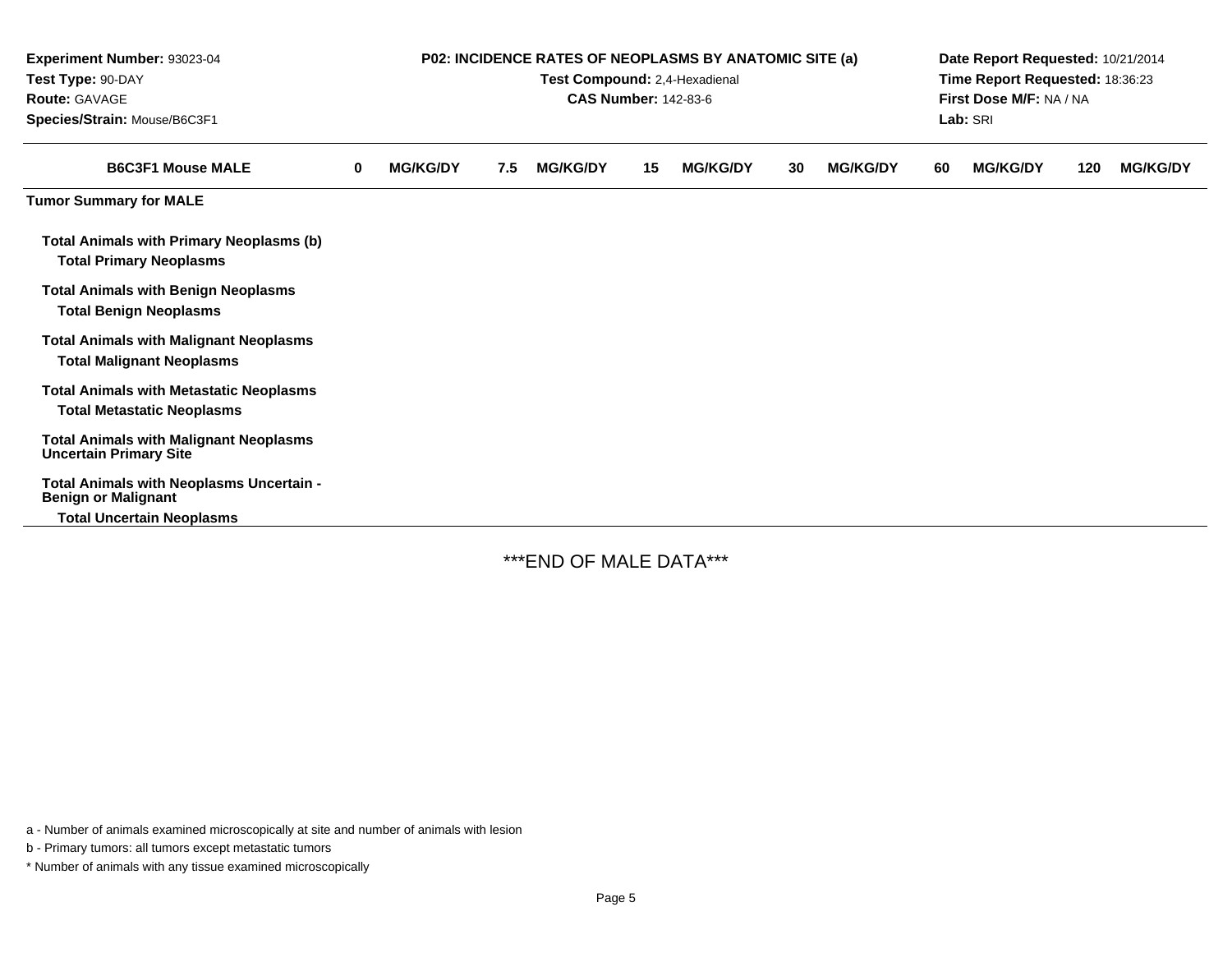**Experiment Number:** 93023-04
**Test Type:** 90-DAY
**Route:** GAVAGE
**Species/Strain:** Mouse/B6C3F1

**P02: INCIDENCE RATES OF NEOPLASMS BY ANATOMIC SITE (a)**
**Test Compound:** 2,4-Hexadienal
**CAS Number:** 142-83-6

**Date Report Requested:** 10/21/2014
**Time Report Requested:** 18:36:23
**First Dose M/F:** NA / NA
**Lab:** SRI

| B6C3F1 Mouse MALE | 0 MG/KG/DY | 7.5 MG/KG/DY | 15 MG/KG/DY | 30 MG/KG/DY | 60 MG/KG/DY | 120 MG/KG/DY |
|---|---|---|---|---|---|---|
| **Tumor Summary for MALE** | | | | | | |
| **Total Animals with Primary Neoplasms (b)** | | | | | | |
| **Total Primary Neoplasms** | | | | | | |
| **Total Animals with Benign Neoplasms** | | | | | | |
| **Total Benign Neoplasms** | | | | | | |
| **Total Animals with Malignant Neoplasms** | | | | | | |
| **Total Malignant Neoplasms** | | | | | | |
| **Total Animals with Metastatic Neoplasms** | | | | | | |
| **Total Metastatic Neoplasms** | | | | | | |
| **Total Animals with Malignant Neoplasms Uncertain Primary Site** | | | | | | |
| **Total Animals with Neoplasms Uncertain - Benign or Malignant** | | | | | | |
| **Total Uncertain Neoplasms** | | | | | | |

***END OF MALE DATA***

a - Number of animals examined microscopically at site and number of animals with lesion

b - Primary tumors: all tumors except metastatic tumors

* Number of animals with any tissue examined microscopically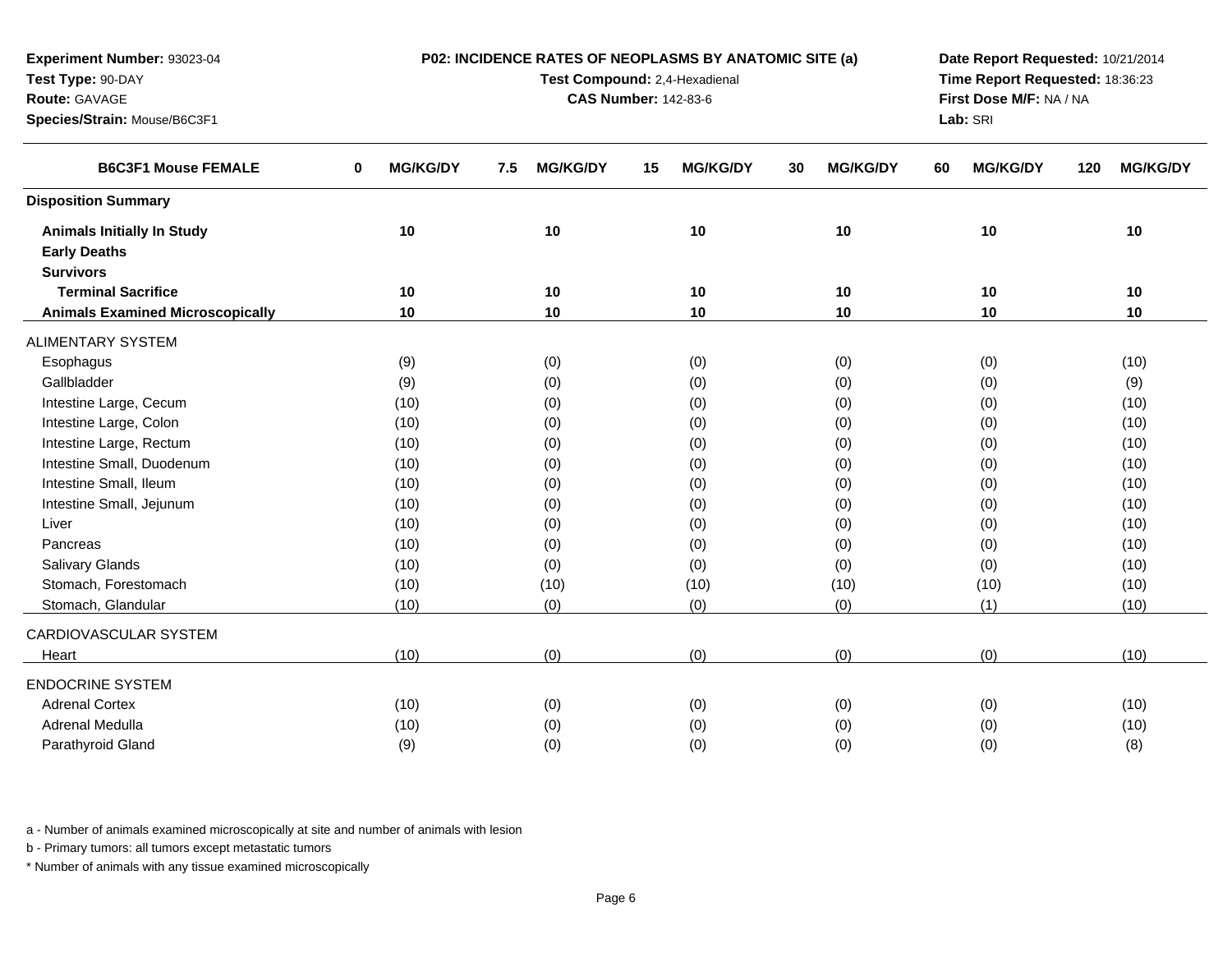Experiment Number: 93023-04
Test Type: 90-DAY
Route: GAVAGE
Species/Strain: Mouse/B6C3F1

**P02: INCIDENCE RATES OF NEOPLASMS BY ANATOMIC SITE (a)**
**Test Compound:** 2,4-Hexadienal
**CAS Number:** 142-83-6

**Date Report Requested:** 10/21/2014
**Time Report Requested:** 18:36:23
**First Dose M/F:** NA / NA
**Lab:** SRI

| B6C3F1 Mouse FEMALE | 0 MG/KG/DY | 7.5 MG/KG/DY | 15 MG/KG/DY | 30 MG/KG/DY | 60 MG/KG/DY | 120 MG/KG/DY |
|---|---|---|---|---|---|---|
| **Disposition Summary** | | | | | | |
| **Animals Initially In Study** | 10 | 10 | 10 | 10 | 10 | 10 |
| **Early Deaths** | | | | | | |
| **Survivors** | | | | | | |
| **Terminal Sacrifice** | 10 | 10 | 10 | 10 | 10 | 10 |
| **Animals Examined Microscopically** | 10 | 10 | 10 | 10 | 10 | 10 |
| ALIMENTARY SYSTEM | | | | | | |
| Esophagus | (9) | (0) | (0) | (0) | (0) | (10) |
| Gallbladder | (9) | (0) | (0) | (0) | (0) | (9) |
| Intestine Large, Cecum | (10) | (0) | (0) | (0) | (0) | (10) |
| Intestine Large, Colon | (10) | (0) | (0) | (0) | (0) | (10) |
| Intestine Large, Rectum | (10) | (0) | (0) | (0) | (0) | (10) |
| Intestine Small, Duodenum | (10) | (0) | (0) | (0) | (0) | (10) |
| Intestine Small, Ileum | (10) | (0) | (0) | (0) | (0) | (10) |
| Intestine Small, Jejunum | (10) | (0) | (0) | (0) | (0) | (10) |
| Liver | (10) | (0) | (0) | (0) | (0) | (10) |
| Pancreas | (10) | (0) | (0) | (0) | (0) | (10) |
| Salivary Glands | (10) | (0) | (0) | (0) | (0) | (10) |
| Stomach, Forestomach | (10) | (10) | (10) | (10) | (10) | (10) |
| Stomach, Glandular | (10) | (0) | (0) | (0) | (1) | (10) |
| CARDIOVASCULAR SYSTEM | | | | | | |
| Heart | (10) | (0) | (0) | (0) | (0) | (10) |
| ENDOCRINE SYSTEM | | | | | | |
| Adrenal Cortex | (10) | (0) | (0) | (0) | (0) | (10) |
| Adrenal Medulla | (10) | (0) | (0) | (0) | (0) | (10) |
| Parathyroid Gland | (9) | (0) | (0) | (0) | (0) | (8) |

a - Number of animals examined microscopically at site and number of animals with lesion

b - Primary tumors: all tumors except metastatic tumors

* Number of animals with any tissue examined microscopically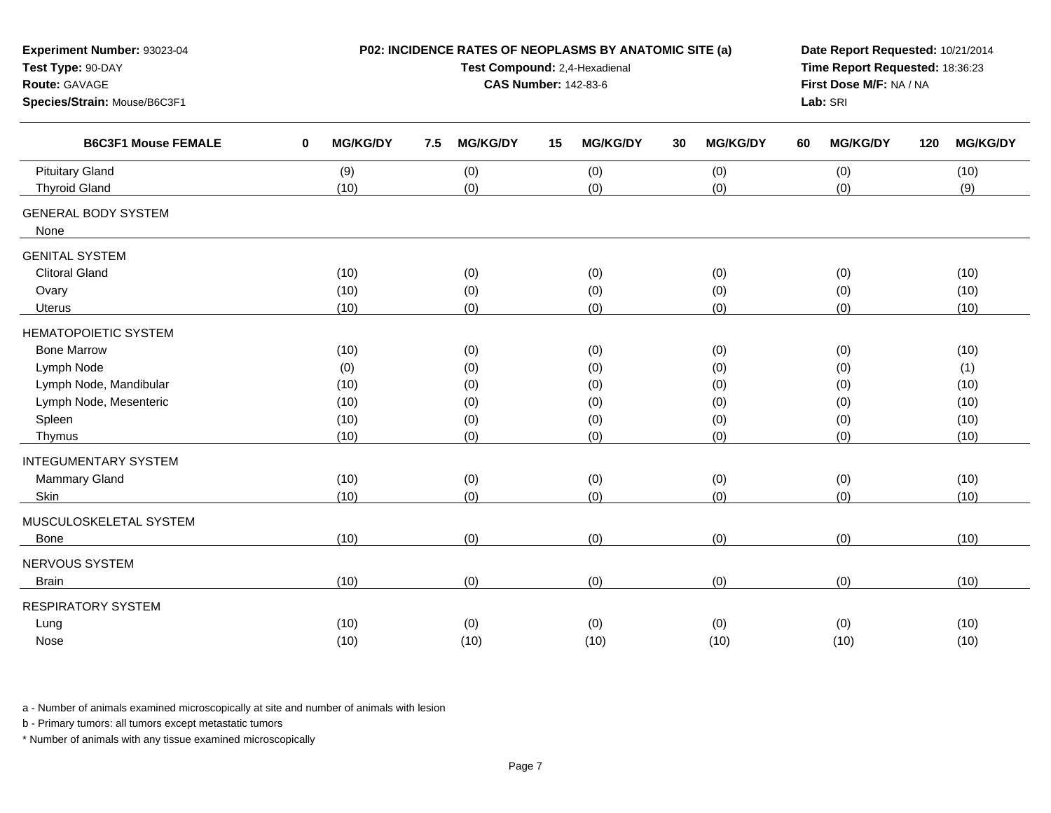**Experiment Number:** 93023-04
**Test Type:** 90-DAY
**Route:** GAVAGE
**Species/Strain:** Mouse/B6C3F1

**P02: INCIDENCE RATES OF NEOPLASMS BY ANATOMIC SITE (a)**
**Test Compound:** 2,4-Hexadienal
**CAS Number:** 142-83-6

**Date Report Requested:** 10/21/2014
**Time Report Requested:** 18:36:23
**First Dose M/F:** NA / NA
**Lab:** SRI

| B6C3F1 Mouse FEMALE | 0 MG/KG/DY | 7.5 MG/KG/DY | 15 MG/KG/DY | 30 MG/KG/DY | 60 MG/KG/DY | 120 MG/KG/DY |
|---|---|---|---|---|---|---|
| Pituitary Gland | (9) | (0) | (0) | (0) | (0) | (10) |
| Thyroid Gland | (10) | (0) | (0) | (0) | (0) | (9) |
| GENERAL BODY SYSTEM | | | | | | |
| None | | | | | | |
| GENITAL SYSTEM | | | | | | |
| Clitoral Gland | (10) | (0) | (0) | (0) | (0) | (10) |
| Ovary | (10) | (0) | (0) | (0) | (0) | (10) |
| Uterus | (10) | (0) | (0) | (0) | (0) | (10) |
| HEMATOPOIETIC SYSTEM | | | | | | |
| Bone Marrow | (10) | (0) | (0) | (0) | (0) | (10) |
| Lymph Node | (0) | (0) | (0) | (0) | (0) | (1) |
| Lymph Node, Mandibular | (10) | (0) | (0) | (0) | (0) | (10) |
| Lymph Node, Mesenteric | (10) | (0) | (0) | (0) | (0) | (10) |
| Spleen | (10) | (0) | (0) | (0) | (0) | (10) |
| Thymus | (10) | (0) | (0) | (0) | (0) | (10) |
| INTEGUMENTARY SYSTEM | | | | | | |
| Mammary Gland | (10) | (0) | (0) | (0) | (0) | (10) |
| Skin | (10) | (0) | (0) | (0) | (0) | (10) |
| MUSCULOSKELETAL SYSTEM | | | | | | |
| Bone | (10) | (0) | (0) | (0) | (0) | (10) |
| NERVOUS SYSTEM | | | | | | |
| Brain | (10) | (0) | (0) | (0) | (0) | (10) |
| RESPIRATORY SYSTEM | | | | | | |
| Lung | (10) | (0) | (0) | (0) | (0) | (10) |
| Nose | (10) | (10) | (10) | (10) | (10) | (10) |

a - Number of animals examined microscopically at site and number of animals with lesion

b - Primary tumors: all tumors except metastatic tumors

* Number of animals with any tissue examined microscopically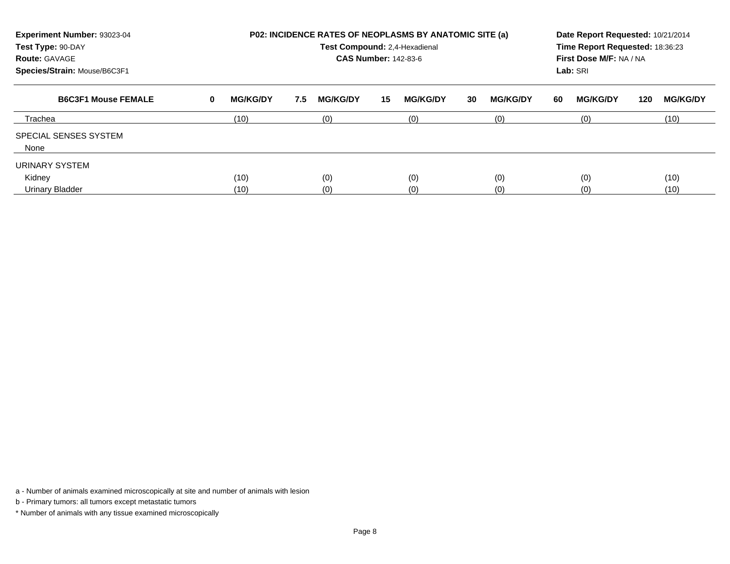**Experiment Number:** 93023-04
**Test Type:** 90-DAY
**Route:** GAVAGE
**Species/Strain:** Mouse/B6C3F1

**P02: INCIDENCE RATES OF NEOPLASMS BY ANATOMIC SITE (a)**
**Test Compound:** 2,4-Hexadienal
**CAS Number:** 142-83-6

**Date Report Requested:** 10/21/2014
**Time Report Requested:** 18:36:23
**First Dose M/F:** NA / NA
**Lab:** SRI

| B6C3F1 Mouse FEMALE | 0 MG/KG/DY | 7.5 MG/KG/DY | 15 MG/KG/DY | 30 MG/KG/DY | 60 MG/KG/DY | 120 MG/KG/DY |
|---|---|---|---|---|---|---|
| Trachea | (10) | (0) | (0) | (0) | (0) | (10) |
| SPECIAL SENSES SYSTEM | | | | | | |
| None | | | | | | |
| URINARY SYSTEM | | | | | | |
| Kidney | (10) | (0) | (0) | (0) | (0) | (10) |
| Urinary Bladder | (10) | (0) | (0) | (0) | (0) | (10) |

a - Number of animals examined microscopically at site and number of animals with lesion

b - Primary tumors: all tumors except metastatic tumors

* Number of animals with any tissue examined microscopically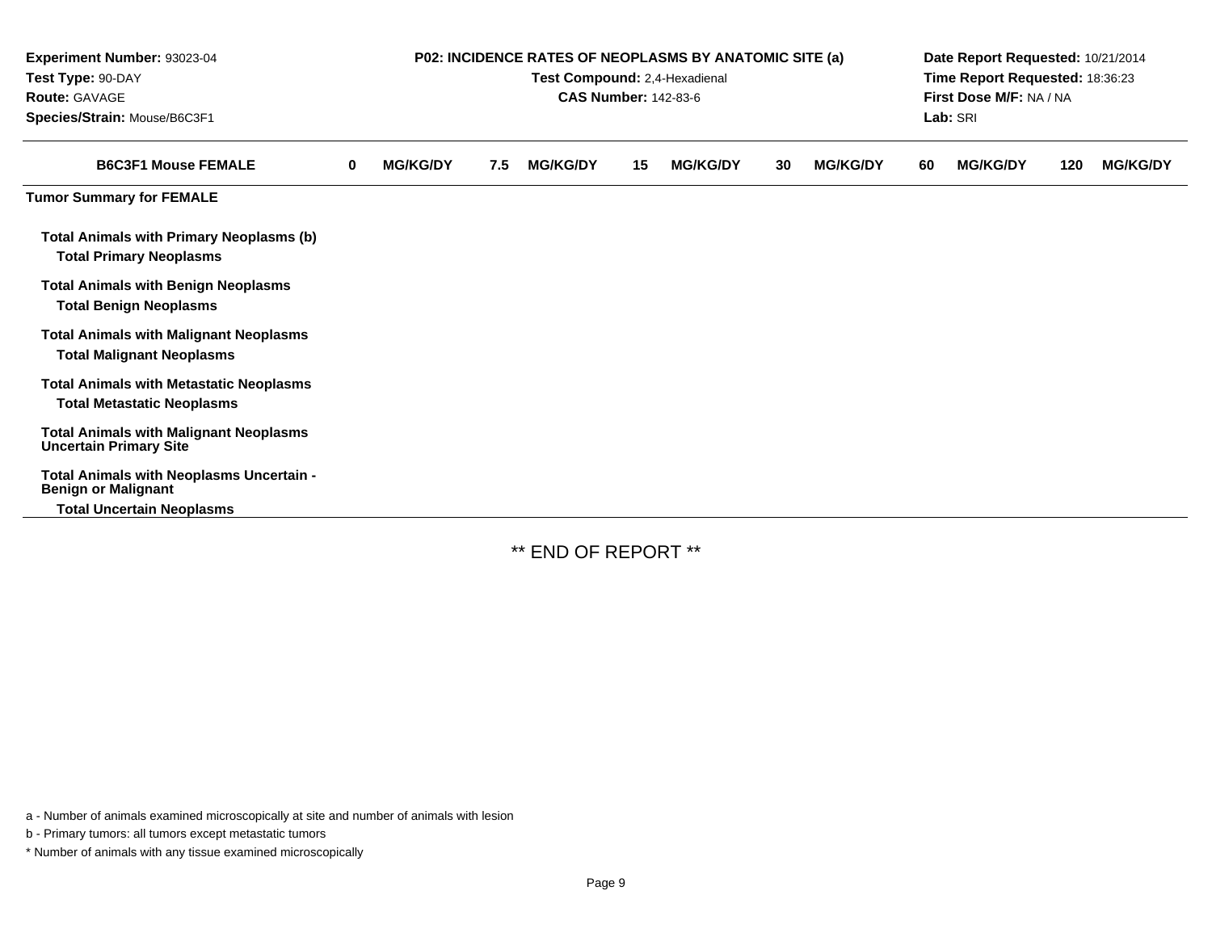**Experiment Number:** 93023-04
**Test Type:** 90-DAY
**Route:** GAVAGE
**Species/Strain:** Mouse/B6C3F1

**P02: INCIDENCE RATES OF NEOPLASMS BY ANATOMIC SITE (a)**
**Test Compound:** 2,4-Hexadienal
**CAS Number:** 142-83-6

**Date Report Requested:** 10/21/2014
**Time Report Requested:** 18:36:23
**First Dose M/F:** NA / NA
**Lab:** SRI

| B6C3F1 Mouse FEMALE | 0 MG/KG/DY | 7.5 MG/KG/DY | 15 MG/KG/DY | 30 MG/KG/DY | 60 MG/KG/DY | 120 MG/KG/DY |
|---|---|---|---|---|---|---|
| **Tumor Summary for FEMALE** | | | | | | |
| **Total Animals with Primary Neoplasms (b)** | | | | | | |
| **Total Primary Neoplasms** | | | | | | |
| **Total Animals with Benign Neoplasms** | | | | | | |
| **Total Benign Neoplasms** | | | | | | |
| **Total Animals with Malignant Neoplasms** | | | | | | |
| **Total Malignant Neoplasms** | | | | | | |
| **Total Animals with Metastatic Neoplasms** | | | | | | |
| **Total Metastatic Neoplasms** | | | | | | |
| **Total Animals with Malignant Neoplasms Uncertain Primary Site** | | | | | | |
| **Total Animals with Neoplasms Uncertain - Benign or Malignant** | | | | | | |
| **Total Uncertain Neoplasms** | | | | | | |

** END OF REPORT **

a - Number of animals examined microscopically at site and number of animals with lesion

b - Primary tumors: all tumors except metastatic tumors

* Number of animals with any tissue examined microscopically